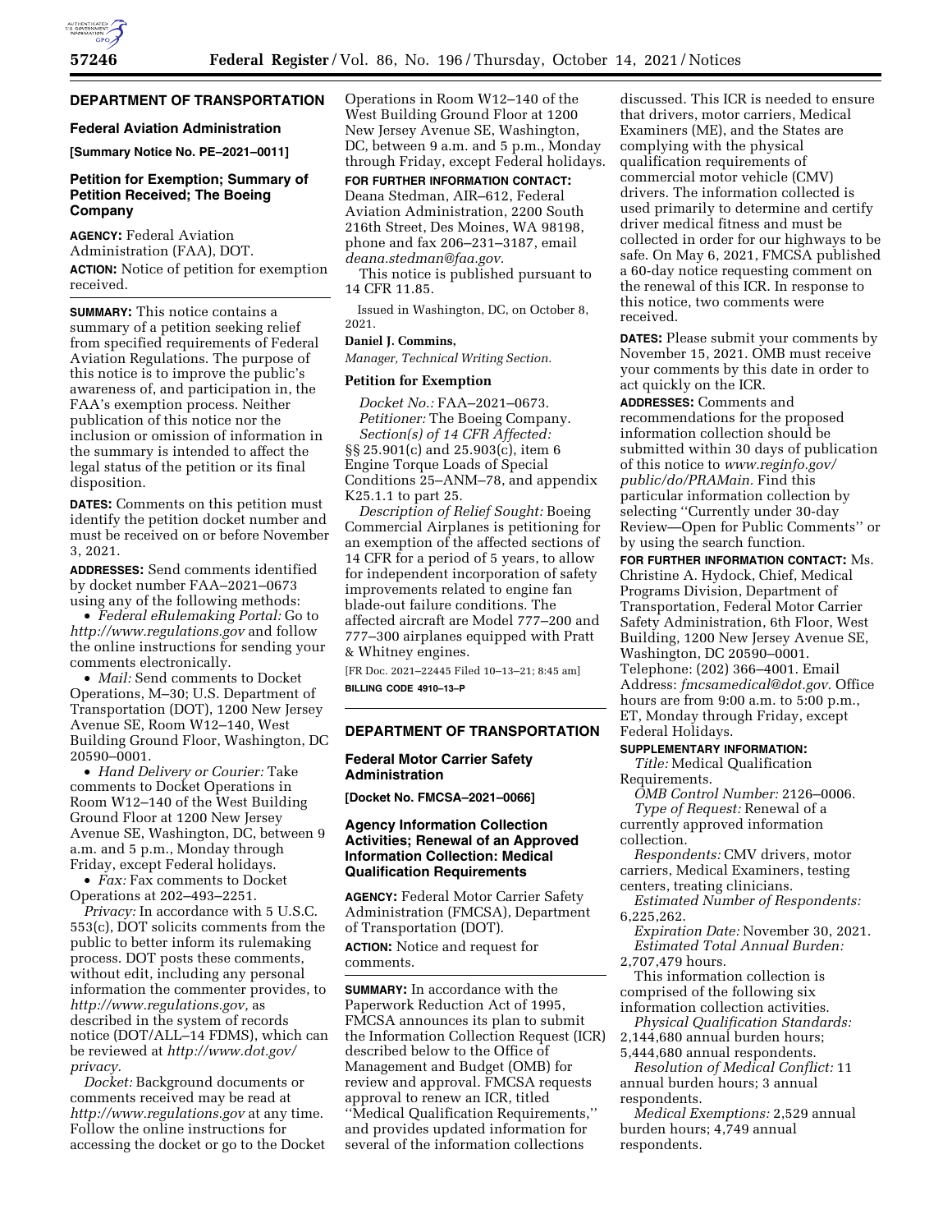## DEPARTMENT OF TRANSPORTATION

### Federal Aviation Administration

**[Summary Notice No. PE–2021–0011]**

### Petition for Exemption; Summary of Petition Received; The Boeing Company

**AGENCY:** Federal Aviation Administration (FAA), DOT.

**ACTION:** Notice of petition for exemption received.

**SUMMARY:** This notice contains a summary of a petition seeking relief from specified requirements of Federal Aviation Regulations. The purpose of this notice is to improve the public's awareness of, and participation in, the FAA's exemption process. Neither publication of this notice nor the inclusion or omission of information in the summary is intended to affect the legal status of the petition or its final disposition.

**DATES:** Comments on this petition must identify the petition docket number and must be received on or before November 3, 2021.

**ADDRESSES:** Send comments identified by docket number FAA–2021–0673 using any of the following methods:

- *Federal eRulemaking Portal:* Go to *http://www.regulations.gov* and follow the online instructions for sending your comments electronically.
- *Mail:* Send comments to Docket Operations, M–30; U.S. Department of Transportation (DOT), 1200 New Jersey Avenue SE, Room W12–140, West Building Ground Floor, Washington, DC 20590–0001.
- *Hand Delivery or Courier:* Take comments to Docket Operations in Room W12–140 of the West Building Ground Floor at 1200 New Jersey Avenue SE, Washington, DC, between 9 a.m. and 5 p.m., Monday through Friday, except Federal holidays.
- *Fax:* Fax comments to Docket Operations at 202–493–2251.

*Privacy:* In accordance with 5 U.S.C. 553(c), DOT solicits comments from the public to better inform its rulemaking process. DOT posts these comments, without edit, including any personal information the commenter provides, to *http://www.regulations.gov,* as described in the system of records notice (DOT/ALL–14 FDMS), which can be reviewed at *http://www.dot.gov/privacy.*

*Docket:* Background documents or comments received may be read at *http://www.regulations.gov* at any time. Follow the online instructions for accessing the docket or go to the Docket Operations in Room W12–140 of the West Building Ground Floor at 1200 New Jersey Avenue SE, Washington, DC, between 9 a.m. and 5 p.m., Monday through Friday, except Federal holidays.

**FOR FURTHER INFORMATION CONTACT:** Deana Stedman, AIR–612, Federal Aviation Administration, 2200 South 216th Street, Des Moines, WA 98198, phone and fax 206–231–3187, email *deana.stedman@faa.gov.*

This notice is published pursuant to 14 CFR 11.85.

Issued in Washington, DC, on October 8, 2021.

**Daniel J. Commins,**

*Manager, Technical Writing Section.*

#### Petition for Exemption

*Docket No.:* FAA–2021–0673.

*Petitioner:* The Boeing Company.

*Section(s) of 14 CFR Affected:* §§ 25.901(c) and 25.903(c), item 6 Engine Torque Loads of Special Conditions 25–ANM–78, and appendix K25.1.1 to part 25.

*Description of Relief Sought:* Boeing Commercial Airplanes is petitioning for an exemption of the affected sections of 14 CFR for a period of 5 years, to allow for independent incorporation of safety improvements related to engine fan blade-out failure conditions. The affected aircraft are Model 777–200 and 777–300 airplanes equipped with Pratt & Whitney engines.

[FR Doc. 2021–22445 Filed 10–13–21; 8:45 am]

**BILLING CODE 4910–13–P**

## DEPARTMENT OF TRANSPORTATION

### Federal Motor Carrier Safety Administration

**[Docket No. FMCSA–2021–0066]**

### Agency Information Collection Activities; Renewal of an Approved Information Collection: Medical Qualification Requirements

**AGENCY:** Federal Motor Carrier Safety Administration (FMCSA), Department of Transportation (DOT).

**ACTION:** Notice and request for comments.

**SUMMARY:** In accordance with the Paperwork Reduction Act of 1995, FMCSA announces its plan to submit the Information Collection Request (ICR) described below to the Office of Management and Budget (OMB) for review and approval. FMCSA requests approval to renew an ICR, titled "Medical Qualification Requirements," and provides updated information for several of the information collections discussed. This ICR is needed to ensure that drivers, motor carriers, Medical Examiners (ME), and the States are complying with the physical qualification requirements of commercial motor vehicle (CMV) drivers. The information collected is used primarily to determine and certify driver medical fitness and must be collected in order for our highways to be safe. On May 6, 2021, FMCSA published a 60-day notice requesting comment on the renewal of this ICR. In response to this notice, two comments were received.

**DATES:** Please submit your comments by November 15, 2021. OMB must receive your comments by this date in order to act quickly on the ICR.

**ADDRESSES:** Comments and recommendations for the proposed information collection should be submitted within 30 days of publication of this notice to *www.reginfo.gov/public/do/PRAMain.* Find this particular information collection by selecting "Currently under 30-day Review—Open for Public Comments" or by using the search function.

**FOR FURTHER INFORMATION CONTACT:** Ms. Christine A. Hydock, Chief, Medical Programs Division, Department of Transportation, Federal Motor Carrier Safety Administration, 6th Floor, West Building, 1200 New Jersey Avenue SE, Washington, DC 20590–0001. Telephone: (202) 366–4001. Email Address: *fmcsamedical@dot.gov.* Office hours are from 9:00 a.m. to 5:00 p.m., ET, Monday through Friday, except Federal Holidays.

**SUPPLEMENTARY INFORMATION:**

*Title:* Medical Qualification Requirements.

*OMB Control Number:* 2126–0006.

*Type of Request:* Renewal of a currently approved information collection.

*Respondents:* CMV drivers, motor carriers, Medical Examiners, testing centers, treating clinicians.

*Estimated Number of Respondents:* 6,225,262.

*Expiration Date:* November 30, 2021.

*Estimated Total Annual Burden:* 2,707,479 hours.

This information collection is comprised of the following six information collection activities.

*Physical Qualification Standards:* 2,144,680 annual burden hours; 5,444,680 annual respondents.

*Resolution of Medical Conflict:* 11 annual burden hours; 3 annual respondents.

*Medical Exemptions:* 2,529 annual burden hours; 4,749 annual respondents.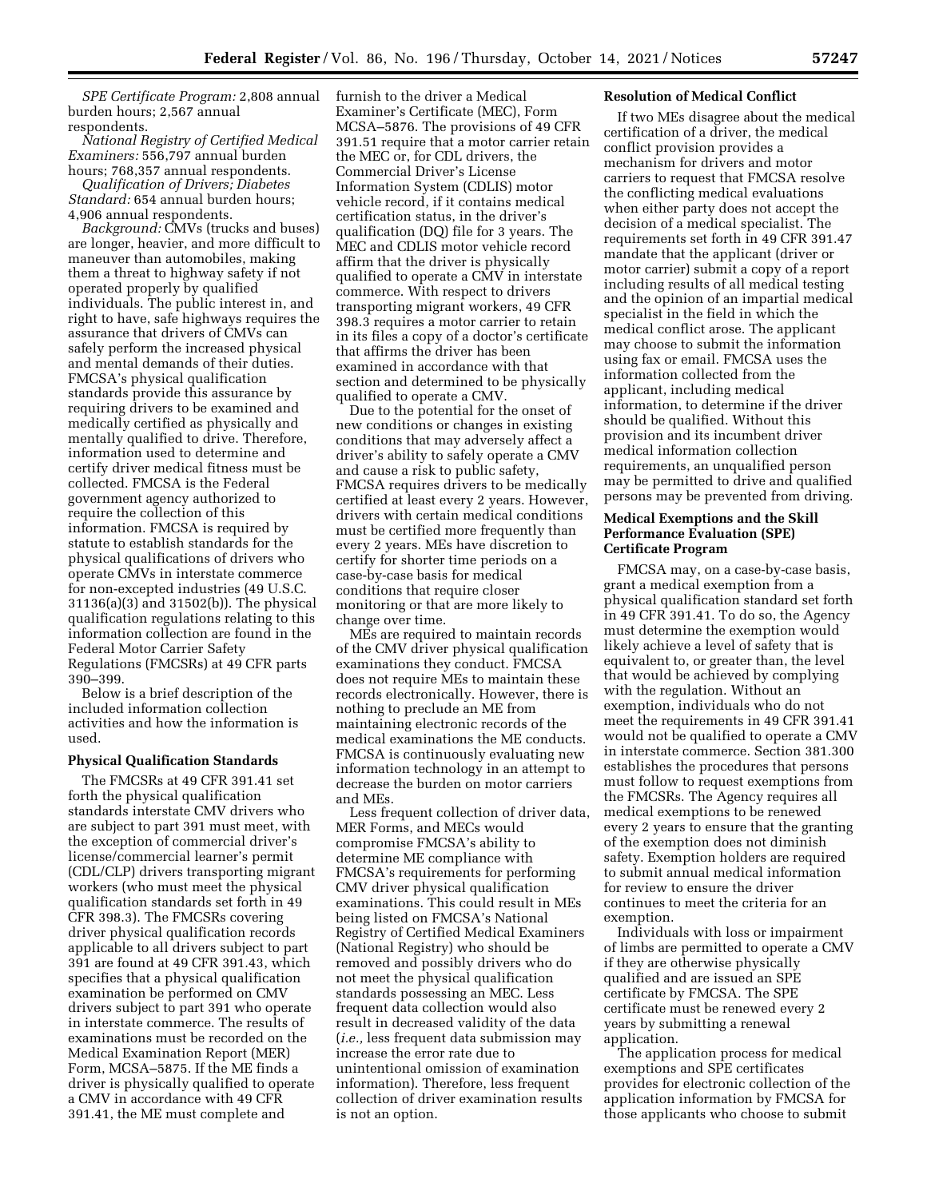*SPE Certificate Program:* 2,808 annual burden hours; 2,567 annual respondents.

*National Registry of Certified Medical Examiners:* 556,797 annual burden hours; 768,357 annual respondents.

*Qualification of Drivers; Diabetes Standard:* 654 annual burden hours; 4,906 annual respondents.

*Background:* CMVs (trucks and buses) are longer, heavier, and more difficult to maneuver than automobiles, making them a threat to highway safety if not operated properly by qualified individuals. The public interest in, and right to have, safe highways requires the assurance that drivers of CMVs can safely perform the increased physical and mental demands of their duties. FMCSA's physical qualification standards provide this assurance by requiring drivers to be examined and medically certified as physically and mentally qualified to drive. Therefore, information used to determine and certify driver medical fitness must be collected. FMCSA is the Federal government agency authorized to require the collection of this information. FMCSA is required by statute to establish standards for the physical qualifications of drivers who operate CMVs in interstate commerce for non-excepted industries (49 U.S.C. 31136(a)(3) and 31502(b)). The physical qualification regulations relating to this information collection are found in the Federal Motor Carrier Safety Regulations (FMCSRs) at 49 CFR parts 390–399.

Below is a brief description of the included information collection activities and how the information is used.

**Physical Qualification Standards**

The FMCSRs at 49 CFR 391.41 set forth the physical qualification standards interstate CMV drivers who are subject to part 391 must meet, with the exception of commercial driver's license/commercial learner's permit (CDL/CLP) drivers transporting migrant workers (who must meet the physical qualification standards set forth in 49 CFR 398.3). The FMCSRs covering driver physical qualification records applicable to all drivers subject to part 391 are found at 49 CFR 391.43, which specifies that a physical qualification examination be performed on CMV drivers subject to part 391 who operate in interstate commerce. The results of examinations must be recorded on the Medical Examination Report (MER) Form, MCSA–5875. If the ME finds a driver is physically qualified to operate a CMV in accordance with 49 CFR 391.41, the ME must complete and furnish to the driver a Medical Examiner's Certificate (MEC), Form MCSA–5876. The provisions of 49 CFR 391.51 require that a motor carrier retain the MEC or, for CDL drivers, the Commercial Driver's License Information System (CDLIS) motor vehicle record, if it contains medical certification status, in the driver's qualification (DQ) file for 3 years. The MEC and CDLIS motor vehicle record affirm that the driver is physically qualified to operate a CMV in interstate commerce. With respect to drivers transporting migrant workers, 49 CFR 398.3 requires a motor carrier to retain in its files a copy of a doctor's certificate that affirms the driver has been examined in accordance with that section and determined to be physically qualified to operate a CMV.

Due to the potential for the onset of new conditions or changes in existing conditions that may adversely affect a driver's ability to safely operate a CMV and cause a risk to public safety, FMCSA requires drivers to be medically certified at least every 2 years. However, drivers with certain medical conditions must be certified more frequently than every 2 years. MEs have discretion to certify for shorter time periods on a case-by-case basis for medical conditions that require closer monitoring or that are more likely to change over time.

MEs are required to maintain records of the CMV driver physical qualification examinations they conduct. FMCSA does not require MEs to maintain these records electronically. However, there is nothing to preclude an ME from maintaining electronic records of the medical examinations the ME conducts. FMCSA is continuously evaluating new information technology in an attempt to decrease the burden on motor carriers and MEs.

Less frequent collection of driver data, MER Forms, and MECs would compromise FMCSA's ability to determine ME compliance with FMCSA's requirements for performing CMV driver physical qualification examinations. This could result in MEs being listed on FMCSA's National Registry of Certified Medical Examiners (National Registry) who should be removed and possibly drivers who do not meet the physical qualification standards possessing an MEC. Less frequent data collection would also result in decreased validity of the data (*i.e.,* less frequent data submission may increase the error rate due to unintentional omission of examination information). Therefore, less frequent collection of driver examination results is not an option.

**Resolution of Medical Conflict**

If two MEs disagree about the medical certification of a driver, the medical conflict provision provides a mechanism for drivers and motor carriers to request that FMCSA resolve the conflicting medical evaluations when either party does not accept the decision of a medical specialist. The requirements set forth in 49 CFR 391.47 mandate that the applicant (driver or motor carrier) submit a copy of a report including results of all medical testing and the opinion of an impartial medical specialist in the field in which the medical conflict arose. The applicant may choose to submit the information using fax or email. FMCSA uses the information collected from the applicant, including medical information, to determine if the driver should be qualified. Without this provision and its incumbent driver medical information collection requirements, an unqualified person may be permitted to drive and qualified persons may be prevented from driving.

**Medical Exemptions and the Skill Performance Evaluation (SPE) Certificate Program**

FMCSA may, on a case-by-case basis, grant a medical exemption from a physical qualification standard set forth in 49 CFR 391.41. To do so, the Agency must determine the exemption would likely achieve a level of safety that is equivalent to, or greater than, the level that would be achieved by complying with the regulation. Without an exemption, individuals who do not meet the requirements in 49 CFR 391.41 would not be qualified to operate a CMV in interstate commerce. Section 381.300 establishes the procedures that persons must follow to request exemptions from the FMCSRs. The Agency requires all medical exemptions to be renewed every 2 years to ensure that the granting of the exemption does not diminish safety. Exemption holders are required to submit annual medical information for review to ensure the driver continues to meet the criteria for an exemption.

Individuals with loss or impairment of limbs are permitted to operate a CMV if they are otherwise physically qualified and are issued an SPE certificate by FMCSA. The SPE certificate must be renewed every 2 years by submitting a renewal application.

The application process for medical exemptions and SPE certificates provides for electronic collection of the application information by FMCSA for those applicants who choose to submit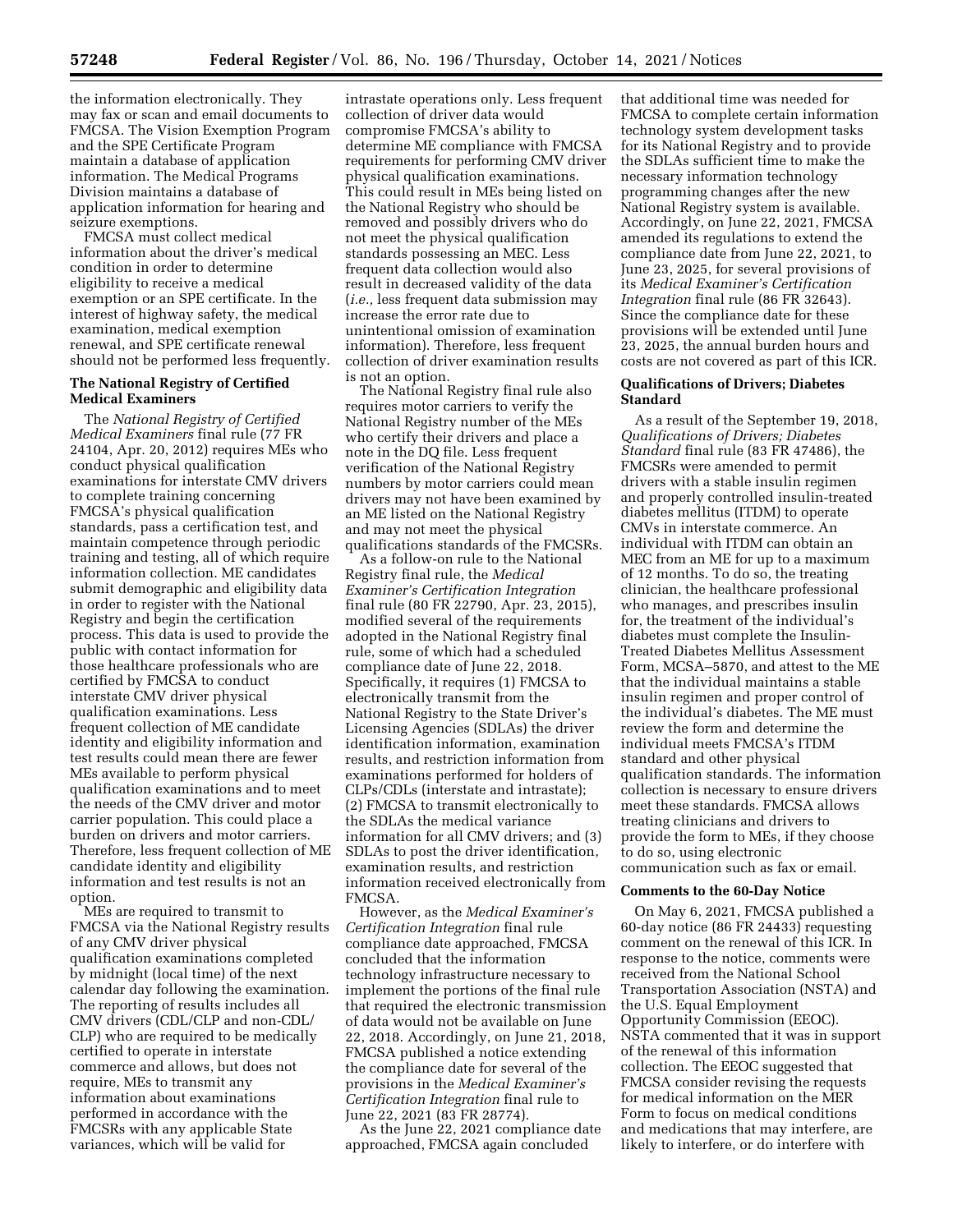the information electronically. They may fax or scan and email documents to FMCSA. The Vision Exemption Program and the SPE Certificate Program maintain a database of application information. The Medical Programs Division maintains a database of application information for hearing and seizure exemptions.

FMCSA must collect medical information about the driver's medical condition in order to determine eligibility to receive a medical exemption or an SPE certificate. In the interest of highway safety, the medical examination, medical exemption renewal, and SPE certificate renewal should not be performed less frequently.

### The National Registry of Certified Medical Examiners

The *National Registry of Certified Medical Examiners* final rule (77 FR 24104, Apr. 20, 2012) requires MEs who conduct physical qualification examinations for interstate CMV drivers to complete training concerning FMCSA's physical qualification standards, pass a certification test, and maintain competence through periodic training and testing, all of which require information collection. ME candidates submit demographic and eligibility data in order to register with the National Registry and begin the certification process. This data is used to provide the public with contact information for those healthcare professionals who are certified by FMCSA to conduct interstate CMV driver physical qualification examinations. Less frequent collection of ME candidate identity and eligibility information and test results could mean there are fewer MEs available to perform physical qualification examinations and to meet the needs of the CMV driver and motor carrier population. This could place a burden on drivers and motor carriers. Therefore, less frequent collection of ME candidate identity and eligibility information and test results is not an option.

MEs are required to transmit to FMCSA via the National Registry results of any CMV driver physical qualification examinations completed by midnight (local time) of the next calendar day following the examination. The reporting of results includes all CMV drivers (CDL/CLP and non-CDL/CLP) who are required to be medically certified to operate in interstate commerce and allows, but does not require, MEs to transmit any information about examinations performed in accordance with the FMCSRs with any applicable State variances, which will be valid for intrastate operations only. Less frequent collection of driver data would compromise FMCSA's ability to determine ME compliance with FMCSA requirements for performing CMV driver physical qualification examinations. This could result in MEs being listed on the National Registry who should be removed and possibly drivers who do not meet the physical qualification standards possessing an MEC. Less frequent data collection would also result in decreased validity of the data (*i.e.,* less frequent data submission may increase the error rate due to unintentional omission of examination information). Therefore, less frequent collection of driver examination results is not an option.

The National Registry final rule also requires motor carriers to verify the National Registry number of the MEs who certify their drivers and place a note in the DQ file. Less frequent verification of the National Registry numbers by motor carriers could mean drivers may not have been examined by an ME listed on the National Registry and may not meet the physical qualifications standards of the FMCSRs.

As a follow-on rule to the National Registry final rule, the *Medical Examiner's Certification Integration* final rule (80 FR 22790, Apr. 23, 2015), modified several of the requirements adopted in the National Registry final rule, some of which had a scheduled compliance date of June 22, 2018. Specifically, it requires (1) FMCSA to electronically transmit from the National Registry to the State Driver's Licensing Agencies (SDLAs) the driver identification information, examination results, and restriction information from examinations performed for holders of CLPs/CDLs (interstate and intrastate); (2) FMCSA to transmit electronically to the SDLAs the medical variance information for all CMV drivers; and (3) SDLAs to post the driver identification, examination results, and restriction information received electronically from FMCSA.

However, as the *Medical Examiner's Certification Integration* final rule compliance date approached, FMCSA concluded that the information technology infrastructure necessary to implement the portions of the final rule that required the electronic transmission of data would not be available on June 22, 2018. Accordingly, on June 21, 2018, FMCSA published a notice extending the compliance date for several of the provisions in the *Medical Examiner's Certification Integration* final rule to June 22, 2021 (83 FR 28774).

As the June 22, 2021 compliance date approached, FMCSA again concluded that additional time was needed for FMCSA to complete certain information technology system development tasks for its National Registry and to provide the SDLAs sufficient time to make the necessary information technology programming changes after the new National Registry system is available. Accordingly, on June 22, 2021, FMCSA amended its regulations to extend the compliance date from June 22, 2021, to June 23, 2025, for several provisions of its *Medical Examiner's Certification Integration* final rule (86 FR 32643). Since the compliance date for these provisions will be extended until June 23, 2025, the annual burden hours and costs are not covered as part of this ICR.

### Qualifications of Drivers; Diabetes Standard

As a result of the September 19, 2018, *Qualifications of Drivers; Diabetes Standard* final rule (83 FR 47486), the FMCSRs were amended to permit drivers with a stable insulin regimen and properly controlled insulin-treated diabetes mellitus (ITDM) to operate CMVs in interstate commerce. An individual with ITDM can obtain an MEC from an ME for up to a maximum of 12 months. To do so, the treating clinician, the healthcare professional who manages, and prescribes insulin for, the treatment of the individual's diabetes must complete the Insulin-Treated Diabetes Mellitus Assessment Form, MCSA–5870, and attest to the ME that the individual maintains a stable insulin regimen and proper control of the individual's diabetes. The ME must review the form and determine the individual meets FMCSA's ITDM standard and other physical qualification standards. The information collection is necessary to ensure drivers meet these standards. FMCSA allows treating clinicians and drivers to provide the form to MEs, if they choose to do so, using electronic communication such as fax or email.

### Comments to the 60-Day Notice

On May 6, 2021, FMCSA published a 60-day notice (86 FR 24433) requesting comment on the renewal of this ICR. In response to the notice, comments were received from the National School Transportation Association (NSTA) and the U.S. Equal Employment Opportunity Commission (EEOC). NSTA commented that it was in support of the renewal of this information collection. The EEOC suggested that FMCSA consider revising the requests for medical information on the MER Form to focus on medical conditions and medications that may interfere, are likely to interfere, or do interfere with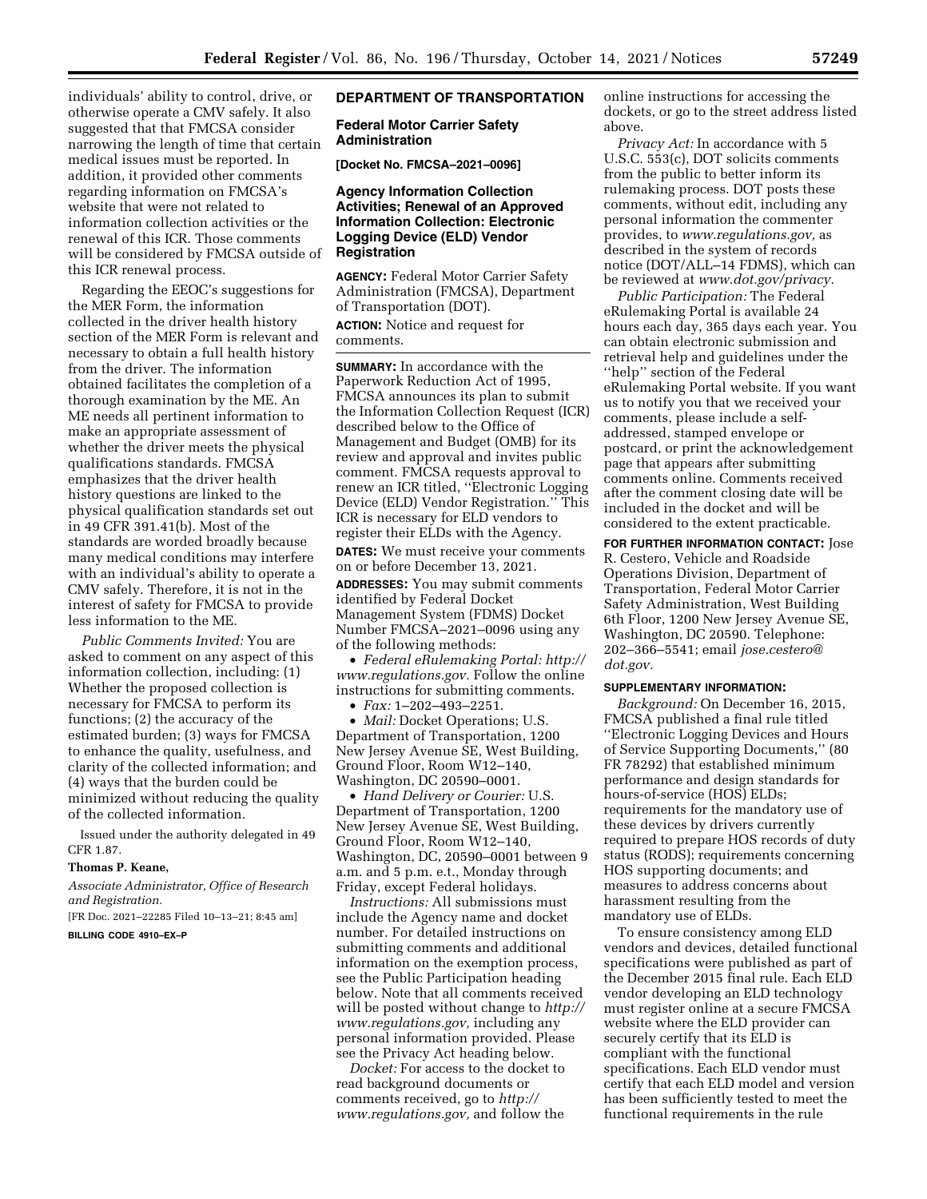individuals' ability to control, drive, or otherwise operate a CMV safely. It also suggested that that FMCSA consider narrowing the length of time that certain medical issues must be reported. In addition, it provided other comments regarding information on FMCSA's website that were not related to information collection activities or the renewal of this ICR. Those comments will be considered by FMCSA outside of this ICR renewal process.

Regarding the EEOC's suggestions for the MER Form, the information collected in the driver health history section of the MER Form is relevant and necessary to obtain a full health history from the driver. The information obtained facilitates the completion of a thorough examination by the ME. An ME needs all pertinent information to make an appropriate assessment of whether the driver meets the physical qualifications standards. FMCSA emphasizes that the driver health history questions are linked to the physical qualification standards set out in 49 CFR 391.41(b). Most of the standards are worded broadly because many medical conditions may interfere with an individual's ability to operate a CMV safely. Therefore, it is not in the interest of safety for FMCSA to provide less information to the ME.

*Public Comments Invited:* You are asked to comment on any aspect of this information collection, including: (1) Whether the proposed collection is necessary for FMCSA to perform its functions; (2) the accuracy of the estimated burden; (3) ways for FMCSA to enhance the quality, usefulness, and clarity of the collected information; and (4) ways that the burden could be minimized without reducing the quality of the collected information.

Issued under the authority delegated in 49 CFR 1.87.

**Thomas P. Keane,**

*Associate Administrator, Office of Research and Registration.*

[FR Doc. 2021–22285 Filed 10–13–21; 8:45 am]

**BILLING CODE 4910–EX–P**

## DEPARTMENT OF TRANSPORTATION

### Federal Motor Carrier Safety Administration

**[Docket No. FMCSA–2021–0096]**

### Agency Information Collection Activities; Renewal of an Approved Information Collection: Electronic Logging Device (ELD) Vendor Registration

**AGENCY:** Federal Motor Carrier Safety Administration (FMCSA), Department of Transportation (DOT).

**ACTION:** Notice and request for comments.

**SUMMARY:** In accordance with the Paperwork Reduction Act of 1995, FMCSA announces its plan to submit the Information Collection Request (ICR) described below to the Office of Management and Budget (OMB) for its review and approval and invites public comment. FMCSA requests approval to renew an ICR titled, ''Electronic Logging Device (ELD) Vendor Registration.'' This ICR is necessary for ELD vendors to register their ELDs with the Agency.

**DATES:** We must receive your comments on or before December 13, 2021.

**ADDRESSES:** You may submit comments identified by Federal Docket Management System (FDMS) Docket Number FMCSA–2021–0096 using any of the following methods:

- *Federal eRulemaking Portal: http://www.regulations.gov.* Follow the online instructions for submitting comments.
- *Fax:* 1–202–493–2251.
- *Mail:* Docket Operations; U.S. Department of Transportation, 1200 New Jersey Avenue SE, West Building, Ground Floor, Room W12–140, Washington, DC 20590–0001.
- *Hand Delivery or Courier:* U.S. Department of Transportation, 1200 New Jersey Avenue SE, West Building, Ground Floor, Room W12–140, Washington, DC, 20590–0001 between 9 a.m. and 5 p.m. e.t., Monday through Friday, except Federal holidays.

*Instructions:* All submissions must include the Agency name and docket number. For detailed instructions on submitting comments and additional information on the exemption process, see the Public Participation heading below. Note that all comments received will be posted without change to *http://www.regulations.gov,* including any personal information provided. Please see the Privacy Act heading below.

*Docket:* For access to the docket to read background documents or comments received, go to *http://www.regulations.gov,* and follow the online instructions for accessing the dockets, or go to the street address listed above.

*Privacy Act:* In accordance with 5 U.S.C. 553(c), DOT solicits comments from the public to better inform its rulemaking process. DOT posts these comments, without edit, including any personal information the commenter provides, to *www.regulations.gov,* as described in the system of records notice (DOT/ALL–14 FDMS), which can be reviewed at *www.dot.gov/privacy.*

*Public Participation:* The Federal eRulemaking Portal is available 24 hours each day, 365 days each year. You can obtain electronic submission and retrieval help and guidelines under the ''help'' section of the Federal eRulemaking Portal website. If you want us to notify you that we received your comments, please include a self-addressed, stamped envelope or postcard, or print the acknowledgement page that appears after submitting comments online. Comments received after the comment closing date will be included in the docket and will be considered to the extent practicable.

**FOR FURTHER INFORMATION CONTACT:** Jose R. Cestero, Vehicle and Roadside Operations Division, Department of Transportation, Federal Motor Carrier Safety Administration, West Building 6th Floor, 1200 New Jersey Avenue SE, Washington, DC 20590. Telephone: 202–366–5541; email *jose.cestero@dot.gov.*

**SUPPLEMENTARY INFORMATION:**

*Background:* On December 16, 2015, FMCSA published a final rule titled ''Electronic Logging Devices and Hours of Service Supporting Documents,'' (80 FR 78292) that established minimum performance and design standards for hours-of-service (HOS) ELDs; requirements for the mandatory use of these devices by drivers currently required to prepare HOS records of duty status (RODS); requirements concerning HOS supporting documents; and measures to address concerns about harassment resulting from the mandatory use of ELDs.

To ensure consistency among ELD vendors and devices, detailed functional specifications were published as part of the December 2015 final rule. Each ELD vendor developing an ELD technology must register online at a secure FMCSA website where the ELD provider can securely certify that its ELD is compliant with the functional specifications. Each ELD vendor must certify that each ELD model and version has been sufficiently tested to meet the functional requirements in the rule